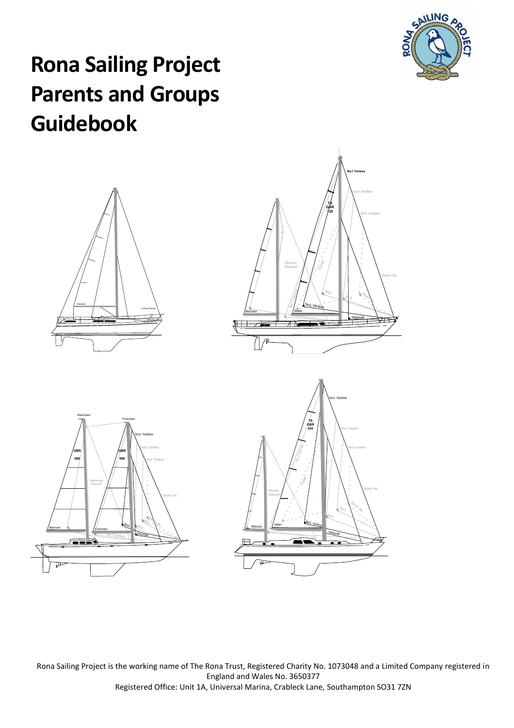# Rona Sailing Project Parents and Groups Guidebook

Rona Sailing Project is the working name of The Rona Trust, Registered Charity No. 1073048 and a Limited Company registered in England and Wales No. 3650377
Registered Office: Unit 1A, Universal Marina, Crableck Lane, Southampton SO31 7ZN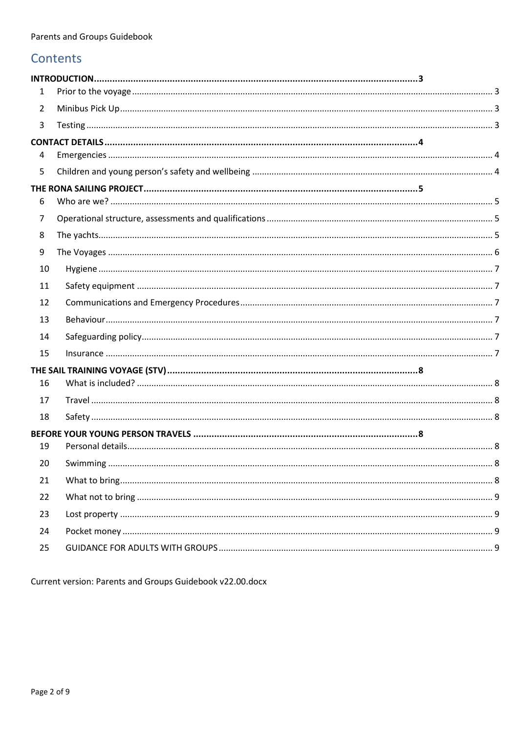## Contents

**INTRODUCTION** ........ 3

1 Prior to the voyage ........ 3

2 Minibus Pick Up ........ 3

3 Testing ........ 3

**CONTACT DETAILS** ........ 4

4 Emergencies ........ 4

5 Children and young person's safety and wellbeing ........ 4

**THE RONA SAILING PROJECT** ........ 5

6 Who are we? ........ 5

7 Operational structure, assessments and qualifications ........ 5

8 The yachts ........ 5

9 The Voyages ........ 6

10 Hygiene ........ 7

11 Safety equipment ........ 7

12 Communications and Emergency Procedures ........ 7

13 Behaviour ........ 7

14 Safeguarding policy ........ 7

15 Insurance ........ 7

**THE SAIL TRAINING VOYAGE (STV)** ........ 8

16 What is included? ........ 8

17 Travel ........ 8

18 Safety ........ 8

**BEFORE YOUR YOUNG PERSON TRAVELS** ........ 8

19 Personal details ........ 8

20 Swimming ........ 8

21 What to bring ........ 8

22 What not to bring ........ 9

23 Lost property ........ 9

24 Pocket money ........ 9

25 GUIDANCE FOR ADULTS WITH GROUPS ........ 9

Current version: Parents and Groups Guidebook v22.00.docx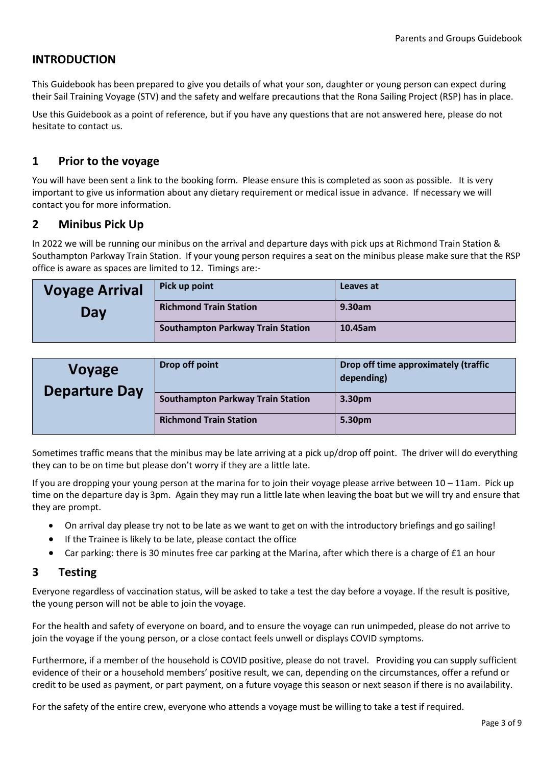## INTRODUCTION

This Guidebook has been prepared to give you details of what your son, daughter or young person can expect during their Sail Training Voyage (STV) and the safety and welfare precautions that the Rona Sailing Project (RSP) has in place.

Use this Guidebook as a point of reference, but if you have any questions that are not answered here, please do not hesitate to contact us.

## 1 Prior to the voyage

You will have been sent a link to the booking form. Please ensure this is completed as soon as possible. It is very important to give us information about any dietary requirement or medical issue in advance. If necessary we will contact you for more information.

## 2 Minibus Pick Up

In 2022 we will be running our minibus on the arrival and departure days with pick ups at Richmond Train Station & Southampton Parkway Train Station. If your young person requires a seat on the minibus please make sure that the RSP office is aware as spaces are limited to 12. Timings are:-

| Voyage Arrival Day | Pick up point | Leaves at |
|---|---|---|
| | **Richmond Train Station** | **9.30am** |
| | **Southampton Parkway Train Station** | **10.45am** |

| Voyage Departure Day | Drop off point | Drop off time approximately (traffic depending) |
|---|---|---|
| | **Southampton Parkway Train Station** | **3.30pm** |
| | **Richmond Train Station** | **5.30pm** |

Sometimes traffic means that the minibus may be late arriving at a pick up/drop off point. The driver will do everything they can to be on time but please don't worry if they are a little late.

If you are dropping your young person at the marina for to join their voyage please arrive between 10 – 11am. Pick up time on the departure day is 3pm. Again they may run a little late when leaving the boat but we will try and ensure that they are prompt.

- On arrival day please try not to be late as we want to get on with the introductory briefings and go sailing!
- If the Trainee is likely to be late, please contact the office
- Car parking: there is 30 minutes free car parking at the Marina, after which there is a charge of £1 an hour

## 3 Testing

Everyone regardless of vaccination status, will be asked to take a test the day before a voyage. If the result is positive, the young person will not be able to join the voyage.

For the health and safety of everyone on board, and to ensure the voyage can run unimpeded, please do not arrive to join the voyage if the young person, or a close contact feels unwell or displays COVID symptoms.

Furthermore, if a member of the household is COVID positive, please do not travel. Providing you can supply sufficient evidence of their or a household members' positive result, we can, depending on the circumstances, offer a refund or credit to be used as payment, or part payment, on a future voyage this season or next season if there is no availability.

For the safety of the entire crew, everyone who attends a voyage must be willing to take a test if required.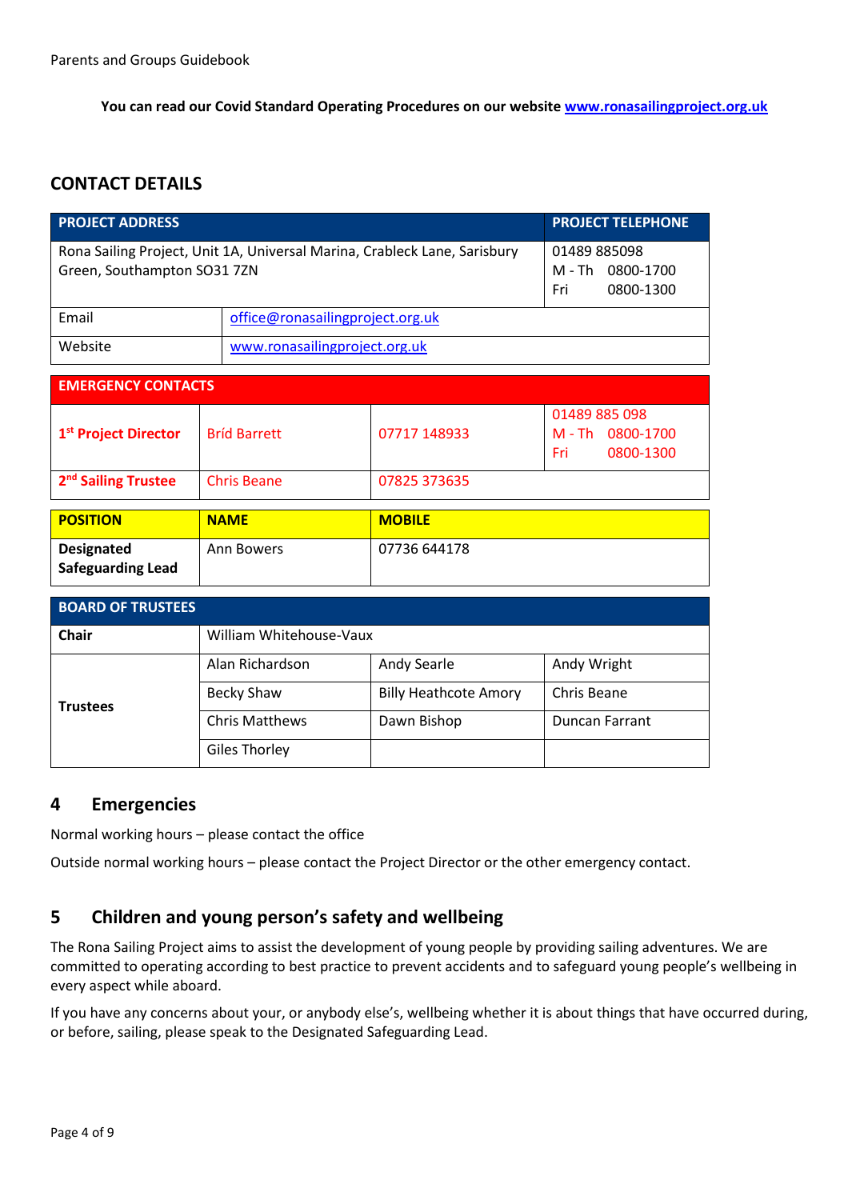**You can read our Covid Standard Operating Procedures on our website [www.ronasailingproject.org.uk](http://www.ronasailingproject.org.uk)**

## CONTACT DETAILS

| PROJECT ADDRESS | | PROJECT TELEPHONE |
|---|---|---|
| Rona Sailing Project, Unit 1A, Universal Marina, Crableck Lane, Sarisbury Green, Southampton SO31 7ZN | | 01489 885098<br>M - Th 0800-1700<br>Fri 0800-1300 |
| Email | office@ronasailingproject.org.uk | |
| Website | www.ronasailingproject.org.uk | |

| EMERGENCY CONTACTS | | | |
|---|---|---|---|
| **1st Project Director** | Bríd Barrett | 07717 148933 | 01489 885 098<br>M - Th 0800-1700<br>Fri 0800-1300 |
| **2nd Sailing Trustee** | Chris Beane | 07825 373635 | |

| POSITION | NAME | MOBILE |
|---|---|---|
| **Designated Safeguarding Lead** | Ann Bowers | 07736 644178 |

| BOARD OF TRUSTEES | | | |
|---|---|---|---|
| **Chair** | William Whitehouse-Vaux | | |
| **Trustees** | Alan Richardson | Andy Searle | Andy Wright |
| | Becky Shaw | Billy Heathcote Amory | Chris Beane |
| | Chris Matthews | Dawn Bishop | Duncan Farrant |
| | Giles Thorley | | |

## 4 Emergencies

Normal working hours – please contact the office

Outside normal working hours – please contact the Project Director or the other emergency contact.

## 5 Children and young person's safety and wellbeing

The Rona Sailing Project aims to assist the development of young people by providing sailing adventures. We are committed to operating according to best practice to prevent accidents and to safeguard young people's wellbeing in every aspect while aboard.

If you have any concerns about your, or anybody else's, wellbeing whether it is about things that have occurred during, or before, sailing, please speak to the Designated Safeguarding Lead.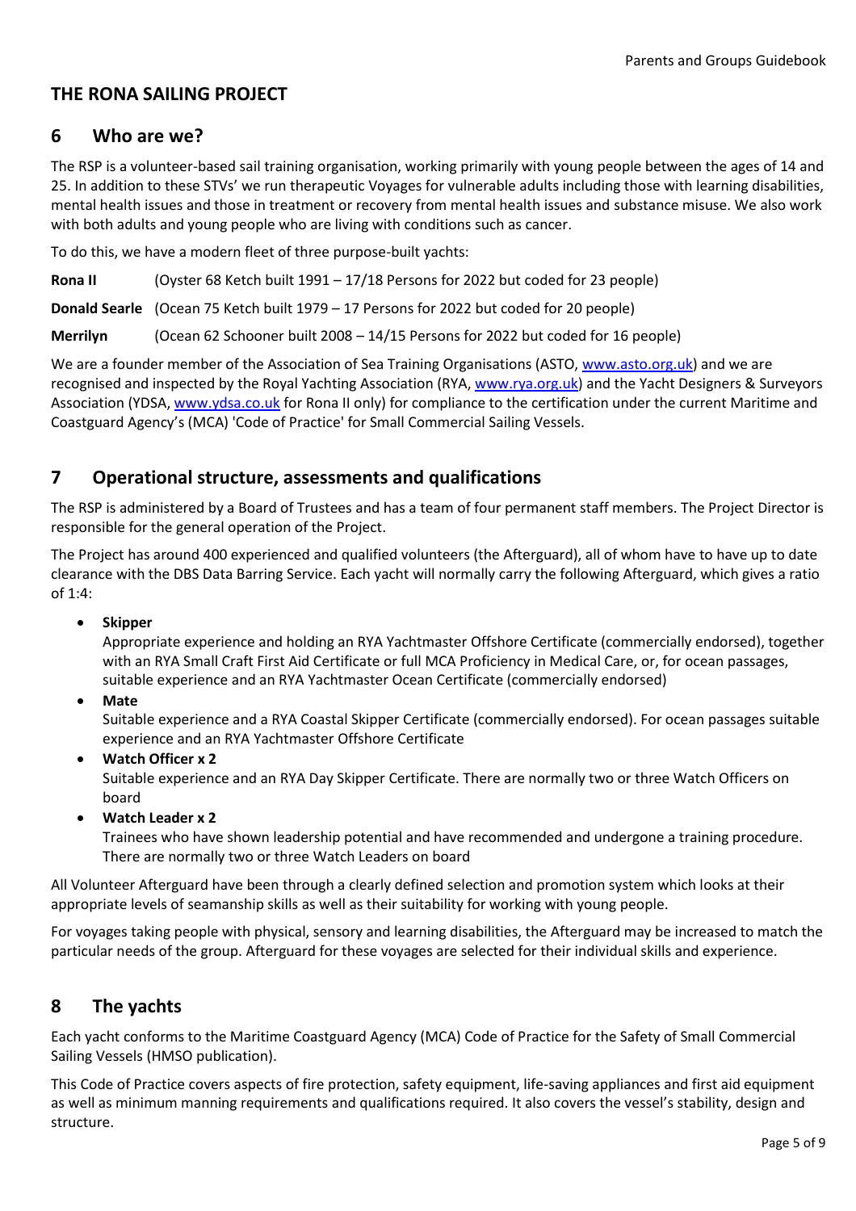## THE RONA SAILING PROJECT

## 6 Who are we?

The RSP is a volunteer-based sail training organisation, working primarily with young people between the ages of 14 and 25. In addition to these STVs' we run therapeutic Voyages for vulnerable adults including those with learning disabilities, mental health issues and those in treatment or recovery from mental health issues and substance misuse. We also work with both adults and young people who are living with conditions such as cancer.

To do this, we have a modern fleet of three purpose-built yachts:

**Rona II** (Oyster 68 Ketch built 1991 – 17/18 Persons for 2022 but coded for 23 people)

**Donald Searle** (Ocean 75 Ketch built 1979 – 17 Persons for 2022 but coded for 20 people)

**Merrilyn** (Ocean 62 Schooner built 2008 – 14/15 Persons for 2022 but coded for 16 people)

We are a founder member of the Association of Sea Training Organisations (ASTO, www.asto.org.uk) and we are recognised and inspected by the Royal Yachting Association (RYA, www.rya.org.uk) and the Yacht Designers & Surveyors Association (YDSA, www.ydsa.co.uk for Rona II only) for compliance to the certification under the current Maritime and Coastguard Agency's (MCA) 'Code of Practice' for Small Commercial Sailing Vessels.

## 7 Operational structure, assessments and qualifications

The RSP is administered by a Board of Trustees and has a team of four permanent staff members. The Project Director is responsible for the general operation of the Project.

The Project has around 400 experienced and qualified volunteers (the Afterguard), all of whom have to have up to date clearance with the DBS Data Barring Service. Each yacht will normally carry the following Afterguard, which gives a ratio of 1:4:

- **Skipper**
  Appropriate experience and holding an RYA Yachtmaster Offshore Certificate (commercially endorsed), together with an RYA Small Craft First Aid Certificate or full MCA Proficiency in Medical Care, or, for ocean passages, suitable experience and an RYA Yachtmaster Ocean Certificate (commercially endorsed)
- **Mate**
  Suitable experience and a RYA Coastal Skipper Certificate (commercially endorsed). For ocean passages suitable experience and an RYA Yachtmaster Offshore Certificate
- **Watch Officer x 2**
  Suitable experience and an RYA Day Skipper Certificate. There are normally two or three Watch Officers on board
- **Watch Leader x 2**
  Trainees who have shown leadership potential and have recommended and undergone a training procedure. There are normally two or three Watch Leaders on board

All Volunteer Afterguard have been through a clearly defined selection and promotion system which looks at their appropriate levels of seamanship skills as well as their suitability for working with young people.

For voyages taking people with physical, sensory and learning disabilities, the Afterguard may be increased to match the particular needs of the group. Afterguard for these voyages are selected for their individual skills and experience.

## 8 The yachts

Each yacht conforms to the Maritime Coastguard Agency (MCA) Code of Practice for the Safety of Small Commercial Sailing Vessels (HMSO publication).

This Code of Practice covers aspects of fire protection, safety equipment, life-saving appliances and first aid equipment as well as minimum manning requirements and qualifications required. It also covers the vessel's stability, design and structure.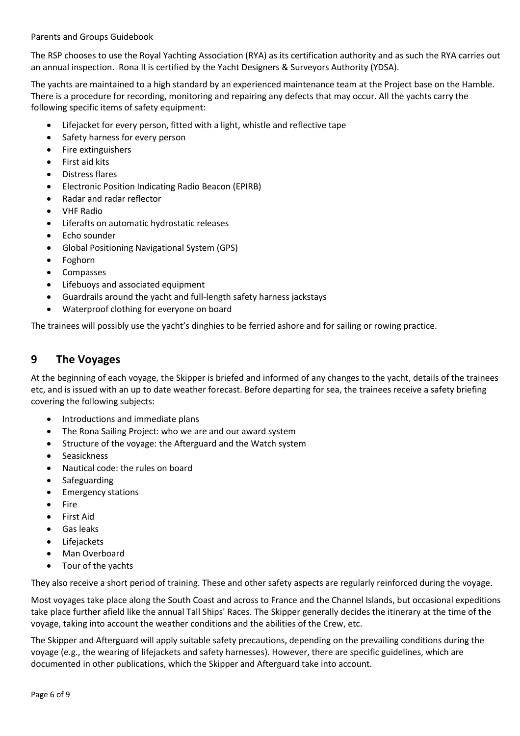The RSP chooses to use the Royal Yachting Association (RYA) as its certification authority and as such the RYA carries out an annual inspection. Rona II is certified by the Yacht Designers & Surveyors Authority (YDSA).

The yachts are maintained to a high standard by an experienced maintenance team at the Project base on the Hamble. There is a procedure for recording, monitoring and repairing any defects that may occur. All the yachts carry the following specific items of safety equipment:

- Lifejacket for every person, fitted with a light, whistle and reflective tape
- Safety harness for every person
- Fire extinguishers
- First aid kits
- Distress flares
- Electronic Position Indicating Radio Beacon (EPIRB)
- Radar and radar reflector
- VHF Radio
- Liferafts on automatic hydrostatic releases
- Echo sounder
- Global Positioning Navigational System (GPS)
- Foghorn
- Compasses
- Lifebuoys and associated equipment
- Guardrails around the yacht and full-length safety harness jackstays
- Waterproof clothing for everyone on board

The trainees will possibly use the yacht's dinghies to be ferried ashore and for sailing or rowing practice.

## 9 The Voyages

At the beginning of each voyage, the Skipper is briefed and informed of any changes to the yacht, details of the trainees etc, and is issued with an up to date weather forecast. Before departing for sea, the trainees receive a safety briefing covering the following subjects:

- Introductions and immediate plans
- The Rona Sailing Project: who we are and our award system
- Structure of the voyage: the Afterguard and the Watch system
- Seasickness
- Nautical code: the rules on board
- Safeguarding
- Emergency stations
- Fire
- First Aid
- Gas leaks
- Lifejackets
- Man Overboard
- Tour of the yachts

They also receive a short period of training. These and other safety aspects are regularly reinforced during the voyage.

Most voyages take place along the South Coast and across to France and the Channel Islands, but occasional expeditions take place further afield like the annual Tall Ships' Races. The Skipper generally decides the itinerary at the time of the voyage, taking into account the weather conditions and the abilities of the Crew, etc.

The Skipper and Afterguard will apply suitable safety precautions, depending on the prevailing conditions during the voyage (e.g., the wearing of lifejackets and safety harnesses). However, there are specific guidelines, which are documented in other publications, which the Skipper and Afterguard take into account.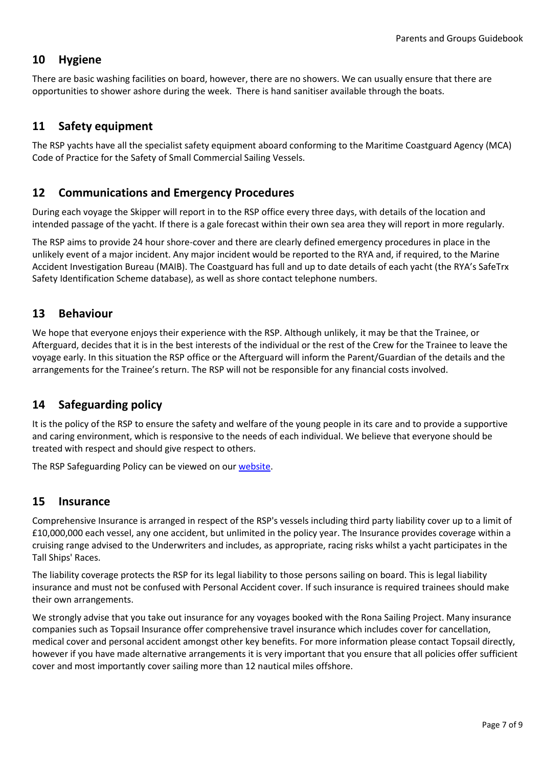## 10 Hygiene

There are basic washing facilities on board, however, there are no showers. We can usually ensure that there are opportunities to shower ashore during the week. There is hand sanitiser available through the boats.

## 11 Safety equipment

The RSP yachts have all the specialist safety equipment aboard conforming to the Maritime Coastguard Agency (MCA) Code of Practice for the Safety of Small Commercial Sailing Vessels.

## 12 Communications and Emergency Procedures

During each voyage the Skipper will report in to the RSP office every three days, with details of the location and intended passage of the yacht. If there is a gale forecast within their own sea area they will report in more regularly.

The RSP aims to provide 24 hour shore-cover and there are clearly defined emergency procedures in place in the unlikely event of a major incident. Any major incident would be reported to the RYA and, if required, to the Marine Accident Investigation Bureau (MAIB). The Coastguard has full and up to date details of each yacht (the RYA's SafeTrx Safety Identification Scheme database), as well as shore contact telephone numbers.

## 13 Behaviour

We hope that everyone enjoys their experience with the RSP. Although unlikely, it may be that the Trainee, or Afterguard, decides that it is in the best interests of the individual or the rest of the Crew for the Trainee to leave the voyage early. In this situation the RSP office or the Afterguard will inform the Parent/Guardian of the details and the arrangements for the Trainee's return. The RSP will not be responsible for any financial costs involved.

## 14 Safeguarding policy

It is the policy of the RSP to ensure the safety and welfare of the young people in its care and to provide a supportive and caring environment, which is responsive to the needs of each individual. We believe that everyone should be treated with respect and should give respect to others.

The RSP Safeguarding Policy can be viewed on our website.

## 15 Insurance

Comprehensive Insurance is arranged in respect of the RSP's vessels including third party liability cover up to a limit of £10,000,000 each vessel, any one accident, but unlimited in the policy year. The Insurance provides coverage within a cruising range advised to the Underwriters and includes, as appropriate, racing risks whilst a yacht participates in the Tall Ships' Races.

The liability coverage protects the RSP for its legal liability to those persons sailing on board. This is legal liability insurance and must not be confused with Personal Accident cover. If such insurance is required trainees should make their own arrangements.

We strongly advise that you take out insurance for any voyages booked with the Rona Sailing Project. Many insurance companies such as Topsail Insurance offer comprehensive travel insurance which includes cover for cancellation, medical cover and personal accident amongst other key benefits. For more information please contact Topsail directly, however if you have made alternative arrangements it is very important that you ensure that all policies offer sufficient cover and most importantly cover sailing more than 12 nautical miles offshore.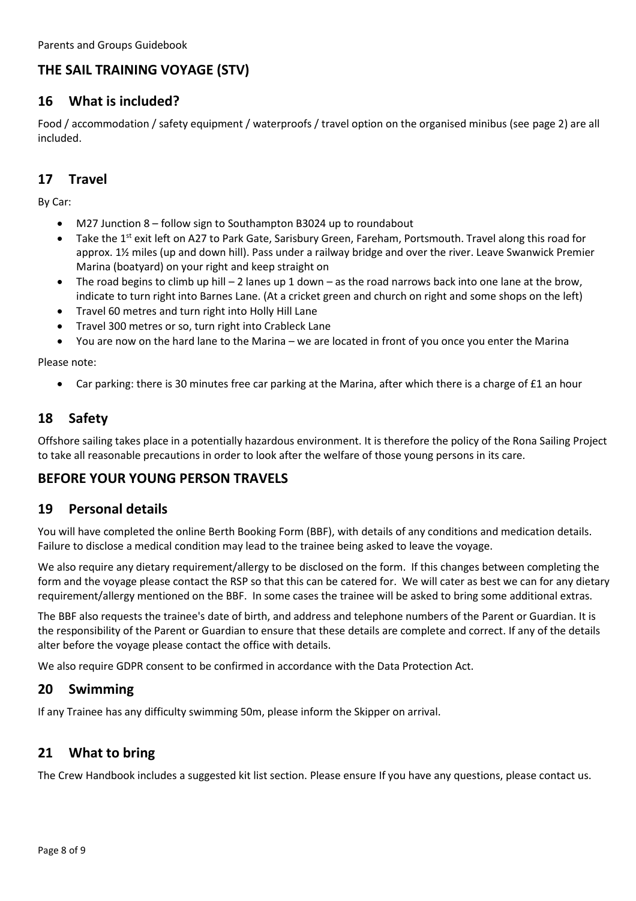## THE SAIL TRAINING VOYAGE (STV)

## 16 What is included?

Food / accommodation / safety equipment / waterproofs / travel option on the organised minibus (see page 2) are all included.

## 17 Travel

By Car:

- M27 Junction 8 – follow sign to Southampton B3024 up to roundabout
- Take the 1st exit left on A27 to Park Gate, Sarisbury Green, Fareham, Portsmouth. Travel along this road for approx. 1½ miles (up and down hill). Pass under a railway bridge and over the river. Leave Swanwick Premier Marina (boatyard) on your right and keep straight on
- The road begins to climb up hill – 2 lanes up 1 down – as the road narrows back into one lane at the brow, indicate to turn right into Barnes Lane. (At a cricket green and church on right and some shops on the left)
- Travel 60 metres and turn right into Holly Hill Lane
- Travel 300 metres or so, turn right into Crableck Lane
- You are now on the hard lane to the Marina – we are located in front of you once you enter the Marina

Please note:

- Car parking: there is 30 minutes free car parking at the Marina, after which there is a charge of £1 an hour

## 18 Safety

Offshore sailing takes place in a potentially hazardous environment. It is therefore the policy of the Rona Sailing Project to take all reasonable precautions in order to look after the welfare of those young persons in its care.

## BEFORE YOUR YOUNG PERSON TRAVELS

## 19 Personal details

You will have completed the online Berth Booking Form (BBF), with details of any conditions and medication details. Failure to disclose a medical condition may lead to the trainee being asked to leave the voyage.

We also require any dietary requirement/allergy to be disclosed on the form. If this changes between completing the form and the voyage please contact the RSP so that this can be catered for. We will cater as best we can for any dietary requirement/allergy mentioned on the BBF. In some cases the trainee will be asked to bring some additional extras.

The BBF also requests the trainee's date of birth, and address and telephone numbers of the Parent or Guardian. It is the responsibility of the Parent or Guardian to ensure that these details are complete and correct. If any of the details alter before the voyage please contact the office with details.

We also require GDPR consent to be confirmed in accordance with the Data Protection Act.

## 20 Swimming

If any Trainee has any difficulty swimming 50m, please inform the Skipper on arrival.

## 21 What to bring

The Crew Handbook includes a suggested kit list section. Please ensure If you have any questions, please contact us.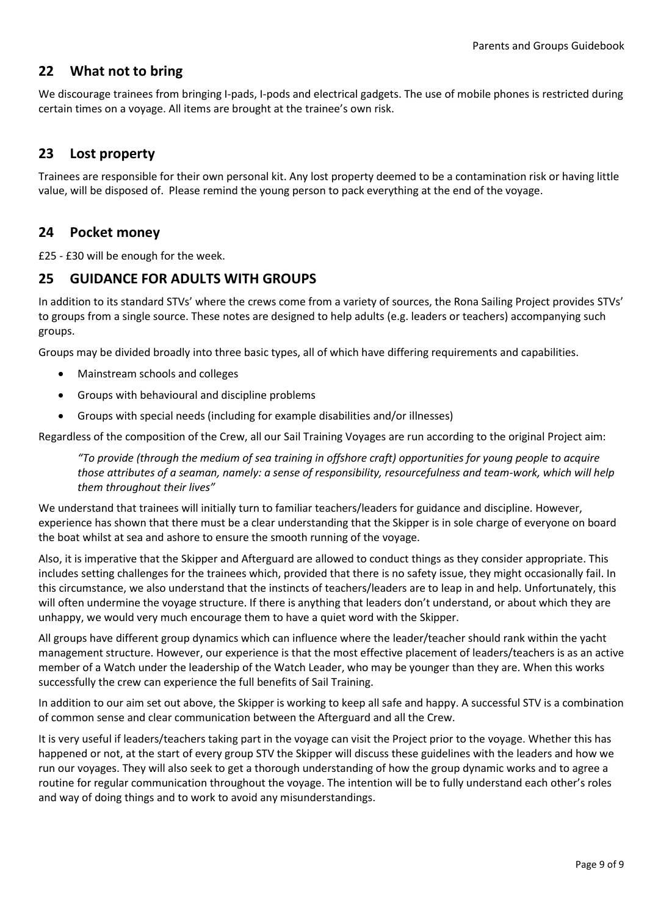## 22 What not to bring

We discourage trainees from bringing I-pads, I-pods and electrical gadgets. The use of mobile phones is restricted during certain times on a voyage. All items are brought at the trainee's own risk.

## 23 Lost property

Trainees are responsible for their own personal kit. Any lost property deemed to be a contamination risk or having little value, will be disposed of. Please remind the young person to pack everything at the end of the voyage.

## 24 Pocket money

£25 - £30 will be enough for the week.

## 25 GUIDANCE FOR ADULTS WITH GROUPS

In addition to its standard STVs' where the crews come from a variety of sources, the Rona Sailing Project provides STVs' to groups from a single source. These notes are designed to help adults (e.g. leaders or teachers) accompanying such groups.

Groups may be divided broadly into three basic types, all of which have differing requirements and capabilities.

- Mainstream schools and colleges
- Groups with behavioural and discipline problems
- Groups with special needs (including for example disabilities and/or illnesses)

Regardless of the composition of the Crew, all our Sail Training Voyages are run according to the original Project aim:

> *"To provide (through the medium of sea training in offshore craft) opportunities for young people to acquire those attributes of a seaman, namely: a sense of responsibility, resourcefulness and team-work, which will help them throughout their lives"*

We understand that trainees will initially turn to familiar teachers/leaders for guidance and discipline. However, experience has shown that there must be a clear understanding that the Skipper is in sole charge of everyone on board the boat whilst at sea and ashore to ensure the smooth running of the voyage.

Also, it is imperative that the Skipper and Afterguard are allowed to conduct things as they consider appropriate. This includes setting challenges for the trainees which, provided that there is no safety issue, they might occasionally fail. In this circumstance, we also understand that the instincts of teachers/leaders are to leap in and help. Unfortunately, this will often undermine the voyage structure. If there is anything that leaders don't understand, or about which they are unhappy, we would very much encourage them to have a quiet word with the Skipper.

All groups have different group dynamics which can influence where the leader/teacher should rank within the yacht management structure. However, our experience is that the most effective placement of leaders/teachers is as an active member of a Watch under the leadership of the Watch Leader, who may be younger than they are. When this works successfully the crew can experience the full benefits of Sail Training.

In addition to our aim set out above, the Skipper is working to keep all safe and happy. A successful STV is a combination of common sense and clear communication between the Afterguard and all the Crew.

It is very useful if leaders/teachers taking part in the voyage can visit the Project prior to the voyage. Whether this has happened or not, at the start of every group STV the Skipper will discuss these guidelines with the leaders and how we run our voyages. They will also seek to get a thorough understanding of how the group dynamic works and to agree a routine for regular communication throughout the voyage. The intention will be to fully understand each other's roles and way of doing things and to work to avoid any misunderstandings.